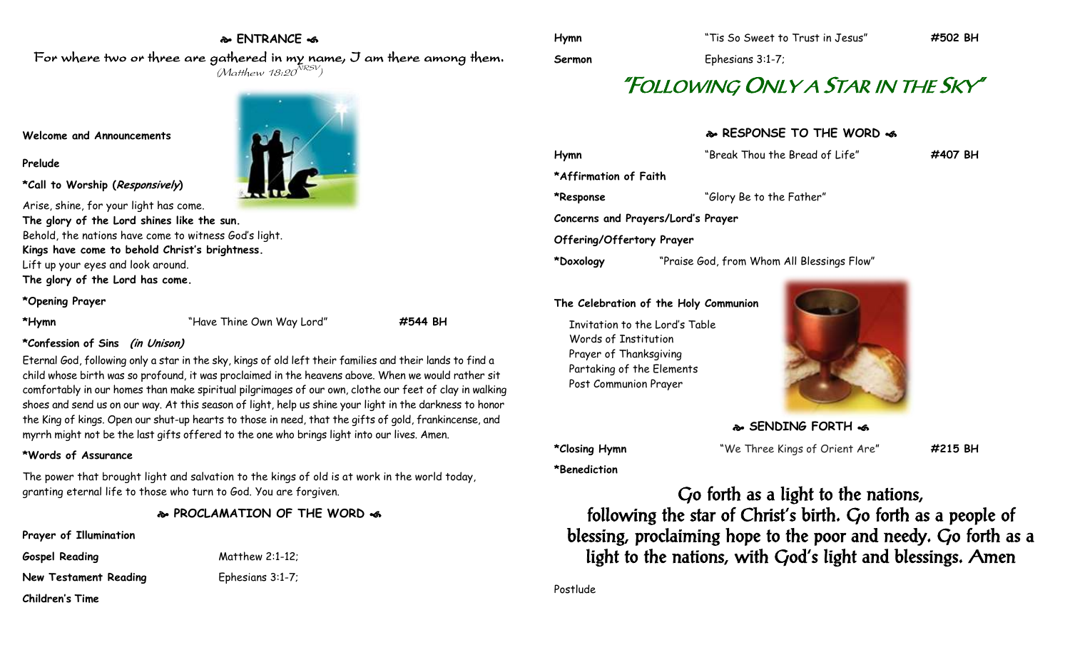## ENTRANCE

For where two or three are gathered in my name, I am there among them.
*(Matthew 18:20 NRSV)*

**Welcome and Announcements**

**Prelude**

**\*Call to Worship (*Responsively*)**

Arise, shine, for your light has come.
**The glory of the Lord shines like the sun.**
Behold, the nations have come to witness God's light.
**Kings have come to behold Christ's brightness.**
Lift up your eyes and look around.
**The glory of the Lord has come.**

**\*Opening Prayer**

**\*Hymn** "Have Thine Own Way Lord" **#544 BH**

**\*Confession of Sins (*in Unison*)**

Eternal God, following only a star in the sky, kings of old left their families and their lands to find a child whose birth was so profound, it was proclaimed in the heavens above. When we would rather sit comfortably in our homes than make spiritual pilgrimages of our own, clothe our feet of clay in walking shoes and send us on our way. At this season of light, help us shine your light in the darkness to honor the King of kings. Open our shut-up hearts to those in need, that the gifts of gold, frankincense, and myrrh might not be the last gifts offered to the one who brings light into our lives. Amen.

**\*Words of Assurance**

The power that brought light and salvation to the kings of old is at work in the world today, granting eternal life to those who turn to God. You are forgiven.

## PROCLAMATION OF THE WORD

**Prayer of Illumination**

**Gospel Reading** Matthew 2:1-12;

**New Testament Reading** Ephesians 3:1-7;

**Children's Time**

**Hymn** "Tis So Sweet to Trust in Jesus" **#502 BH**

**Sermon** Ephesians 3:1-7;

# "Following Only a Star in the Sky"

## RESPONSE TO THE WORD

**Hymn** "Break Thou the Bread of Life" **#407 BH**

**\*Affirmation of Faith**

**\*Response** "Glory Be to the Father"

**Concerns and Prayers/Lord's Prayer**

**Offering/Offertory Prayer**

**\*Doxology** "Praise God, from Whom All Blessings Flow"

**The Celebration of the Holy Communion**

Invitation to the Lord's Table
Words of Institution
Prayer of Thanksgiving
Partaking of the Elements
Post Communion Prayer

## SENDING FORTH

**\*Closing Hymn** "We Three Kings of Orient Are" **#215 BH**

**\*Benediction**

Go forth as a light to the nations, following the star of Christ's birth. Go forth as a people of blessing, proclaiming hope to the poor and needy. Go forth as a light to the nations, with God's light and blessings. Amen

Postlude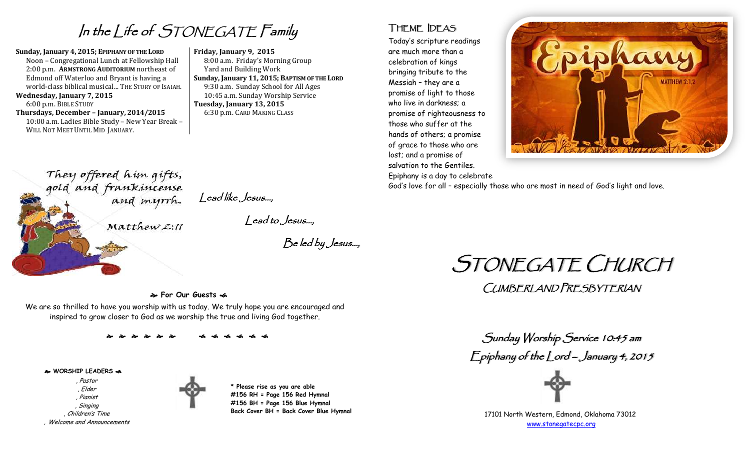# In the Life of STONEGATE Family

**Sunday, January 4, 2015; EPIPHANY OF THE LORD**
Noon – Congregational Lunch at Fellowship Hall
2:00 p.m. **ARMSTRONG AUDITORIUM** northeast of Edmond off Waterloo and Bryant is having a world-class biblical musical... THE STORY OF ISAIAH.

**Wednesday, January 7, 2015**
6:00 p.m. BIBLE STUDY

**Thursdays, December – January, 2014/2015**
10:00 a.m. Ladies Bible Study – New Year Break – WILL NOT MEET UNTIL MID JANUARY.

**Friday, January 9, 2015**
8:00 a.m. Friday's Morning Group
Yard and Building Work

**Sunday, January 11, 2015; BAPTISM OF THE LORD**
9:30 a.m. Sunday School for All Ages
10:45 a.m. Sunday Worship Service

**Tuesday, January 13, 2015**
6:30 p.m. CARD MAKING CLASS

They offered him gifts, gold and frankincense and myrrh.
Matthew 2:11

*Lead like Jesus...,*

*Lead to Jesus...,*

*Be led by Jesus...,*

## For Our Guests

We are so thrilled to have you worship with us today. We truly hope you are encouraged and inspired to grow closer to God as we worship the true and living God together.

**WORSHIP LEADERS**

*, Pastor*
*, Elder*
*, Pianist*
*, Singing*
*, Children's Time*
*, Welcome and Announcements*

**\* Please rise as you are able**
**#156 RH = Page 156 Red Hymnal**
**#156 BH = Page 156 Blue Hymnal**
**Back Cover BH = Back Cover Blue Hymnal**

## THEME IDEAS

Today's scripture readings are much more than a celebration of kings bringing tribute to the Messiah – they are a promise of light to those who live in darkness; a promise of righteousness to those who suffer at the hands of others; a promise of grace to those who are lost; and a promise of salvation to the Gentiles. Epiphany is a day to celebrate God's love for all – especially those who are most in need of God's light and love.

Epiphany
MATTHEW 2:1,2

# STONEGATE CHURCH

## CUMBERLAND PRESBYTERIAN

*Sunday Worship Service 10:45 am*

*Epiphany of the Lord – January 4, 2015*

17101 North Western, Edmond, Oklahoma 73012
www.stonegatecpc.org